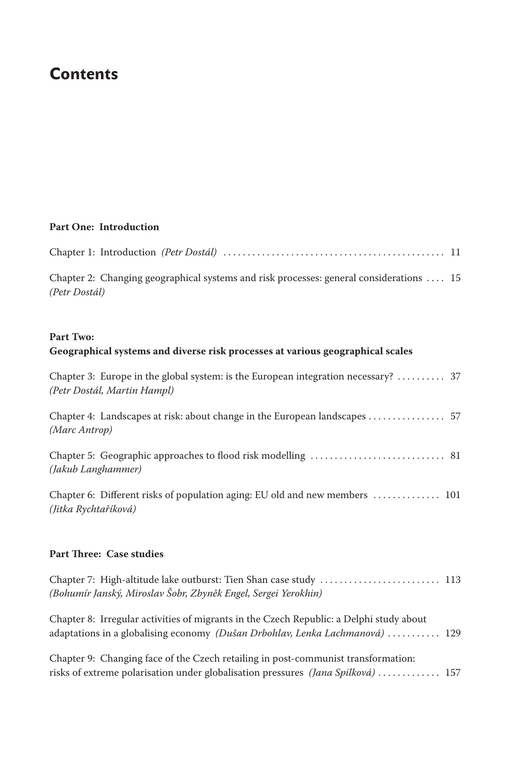# Contents

**Part One: Introduction**

Chapter 1: Introduction *(Petr Dostál)* .............................................. 11

Chapter 2: Changing geographical systems and risk processes: general considerations .... 15
*(Petr Dostál)*

**Part Two:**
**Geographical systems and diverse risk processes at various geographical scales**

Chapter 3: Europe in the global system: is the European integration necessary? .......... 37
*(Petr Dostál, Martin Hampl)*

Chapter 4: Landscapes at risk: about change in the European landscapes ................ 57
*(Marc Antrop)*

Chapter 5: Geographic approaches to flood risk modelling ............................ 81
*(Jakub Langhammer)*

Chapter 6: Different risks of population aging: EU old and new members .............. 101
*(Jitka Rychtaříková)*

**Part Three: Case studies**

Chapter 7: High-altitude lake outburst: Tien Shan case study ......................... 113
*(Bohumír Janský, Miroslav Šobr, Zbyněk Engel, Sergei Yerokhin)*

Chapter 8: Irregular activities of migrants in the Czech Republic: a Delphi study about adaptations in a globalising economy *(Dušan Drbohlav, Lenka Lachmanová)* ........... 129

Chapter 9: Changing face of the Czech retailing in post-communist transformation: risks of extreme polarisation under globalisation pressures *(Jana Spilková)* ............. 157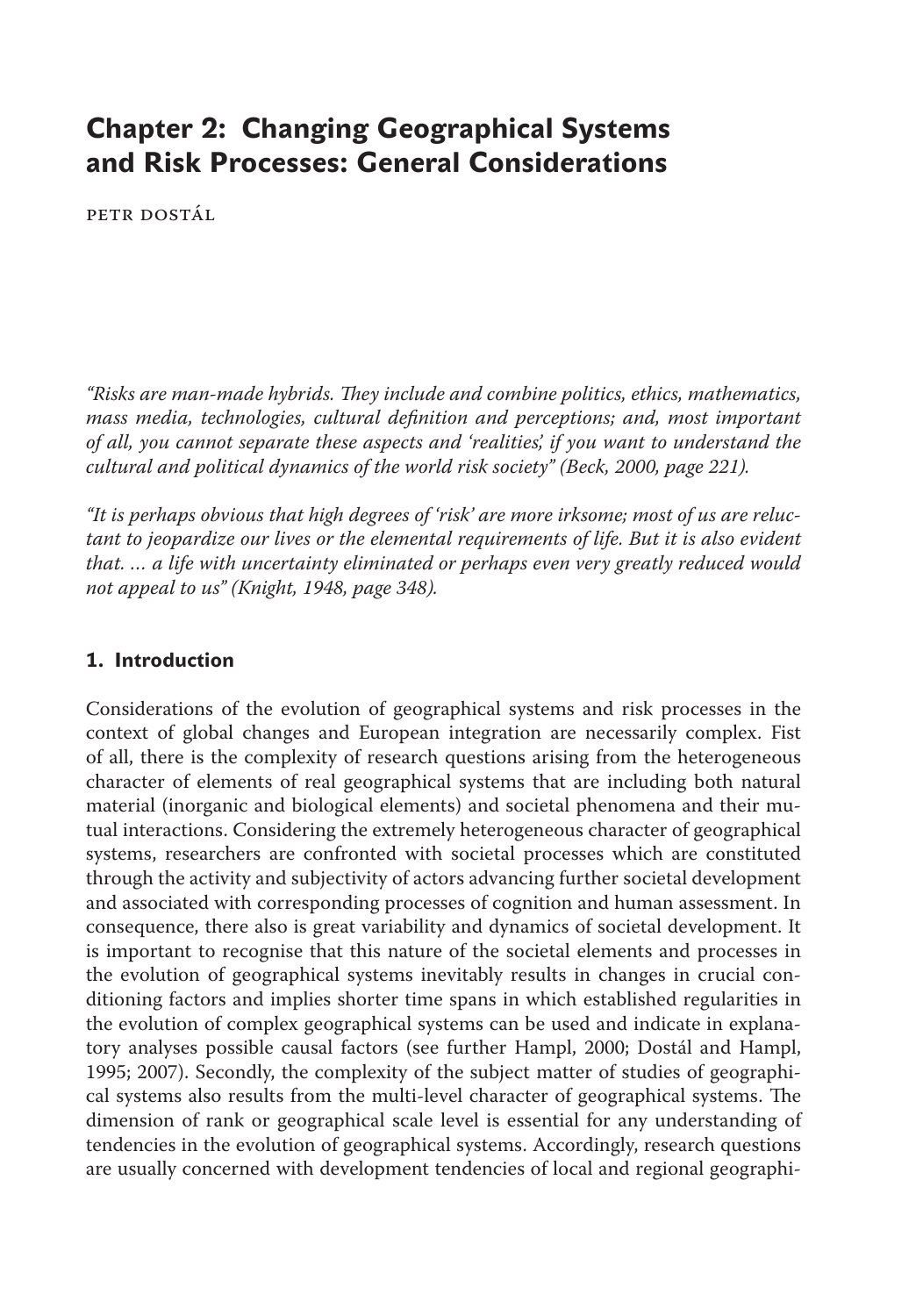# Chapter 2: Changing Geographical Systems and Risk Processes: General Considerations

PETR DOSTÁL

*"Risks are man-made hybrids. They include and combine politics, ethics, mathematics, mass media, technologies, cultural definition and perceptions; and, most important of all, you cannot separate these aspects and 'realities', if you want to understand the cultural and political dynamics of the world risk society" (Beck, 2000, page 221).*

*"It is perhaps obvious that high degrees of 'risk' are more irksome; most of us are reluctant to jeopardize our lives or the elemental requirements of life. But it is also evident that. ... a life with uncertainty eliminated or perhaps even very greatly reduced would not appeal to us" (Knight, 1948, page 348).*

## 1. Introduction

Considerations of the evolution of geographical systems and risk processes in the context of global changes and European integration are necessarily complex. Fist of all, there is the complexity of research questions arising from the heterogeneous character of elements of real geographical systems that are including both natural material (inorganic and biological elements) and societal phenomena and their mutual interactions. Considering the extremely heterogeneous character of geographical systems, researchers are confronted with societal processes which are constituted through the activity and subjectivity of actors advancing further societal development and associated with corresponding processes of cognition and human assessment. In consequence, there also is great variability and dynamics of societal development. It is important to recognise that this nature of the societal elements and processes in the evolution of geographical systems inevitably results in changes in crucial conditioning factors and implies shorter time spans in which established regularities in the evolution of complex geographical systems can be used and indicate in explanatory analyses possible causal factors (see further Hampl, 2000; Dostál and Hampl, 1995; 2007). Secondly, the complexity of the subject matter of studies of geographical systems also results from the multi-level character of geographical systems. The dimension of rank or geographical scale level is essential for any understanding of tendencies in the evolution of geographical systems. Accordingly, research questions are usually concerned with development tendencies of local and regional geographi-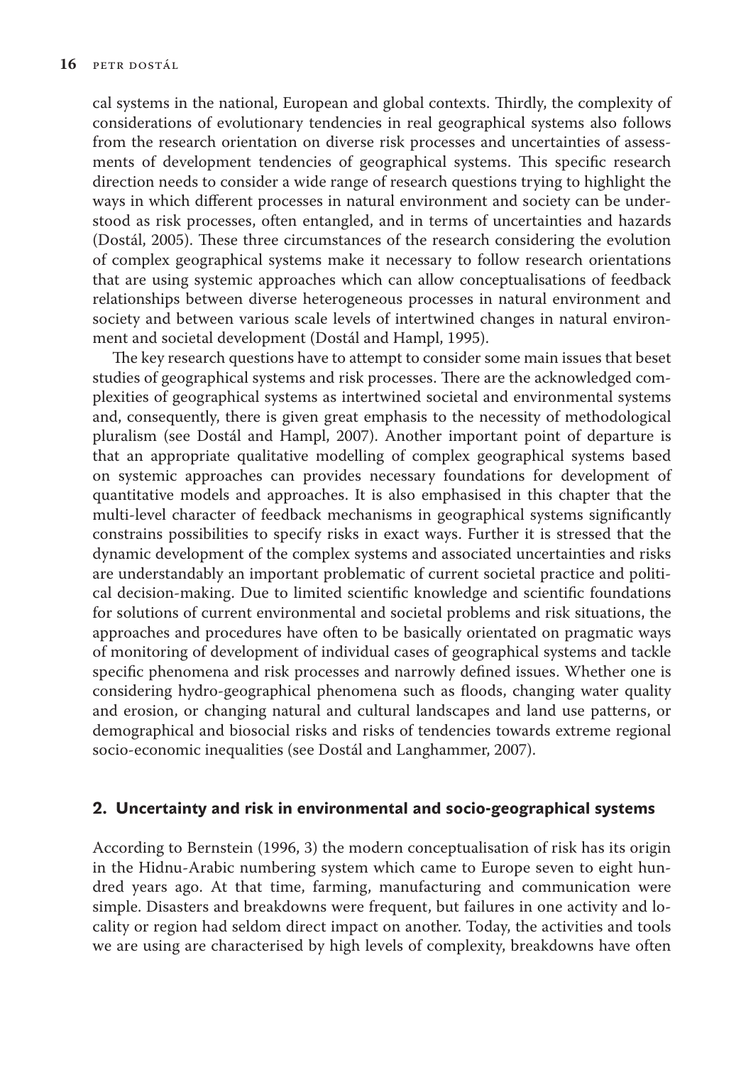cal systems in the national, European and global contexts. Thirdly, the complexity of considerations of evolutionary tendencies in real geographical systems also follows from the research orientation on diverse risk processes and uncertainties of assessments of development tendencies of geographical systems. This specific research direction needs to consider a wide range of research questions trying to highlight the ways in which different processes in natural environment and society can be understood as risk processes, often entangled, and in terms of uncertainties and hazards (Dostál, 2005). These three circumstances of the research considering the evolution of complex geographical systems make it necessary to follow research orientations that are using systemic approaches which can allow conceptualisations of feedback relationships between diverse heterogeneous processes in natural environment and society and between various scale levels of intertwined changes in natural environment and societal development (Dostál and Hampl, 1995).

The key research questions have to attempt to consider some main issues that beset studies of geographical systems and risk processes. There are the acknowledged complexities of geographical systems as intertwined societal and environmental systems and, consequently, there is given great emphasis to the necessity of methodological pluralism (see Dostál and Hampl, 2007). Another important point of departure is that an appropriate qualitative modelling of complex geographical systems based on systemic approaches can provides necessary foundations for development of quantitative models and approaches. It is also emphasised in this chapter that the multi-level character of feedback mechanisms in geographical systems significantly constrains possibilities to specify risks in exact ways. Further it is stressed that the dynamic development of the complex systems and associated uncertainties and risks are understandably an important problematic of current societal practice and political decision-making. Due to limited scientific knowledge and scientific foundations for solutions of current environmental and societal problems and risk situations, the approaches and procedures have often to be basically orientated on pragmatic ways of monitoring of development of individual cases of geographical systems and tackle specific phenomena and risk processes and narrowly defined issues. Whether one is considering hydro-geographical phenomena such as floods, changing water quality and erosion, or changing natural and cultural landscapes and land use patterns, or demographical and biosocial risks and risks of tendencies towards extreme regional socio-economic inequalities (see Dostál and Langhammer, 2007).

## 2. Uncertainty and risk in environmental and socio-geographical systems

According to Bernstein (1996, 3) the modern conceptualisation of risk has its origin in the Hidnu-Arabic numbering system which came to Europe seven to eight hundred years ago. At that time, farming, manufacturing and communication were simple. Disasters and breakdowns were frequent, but failures in one activity and locality or region had seldom direct impact on another. Today, the activities and tools we are using are characterised by high levels of complexity, breakdowns have often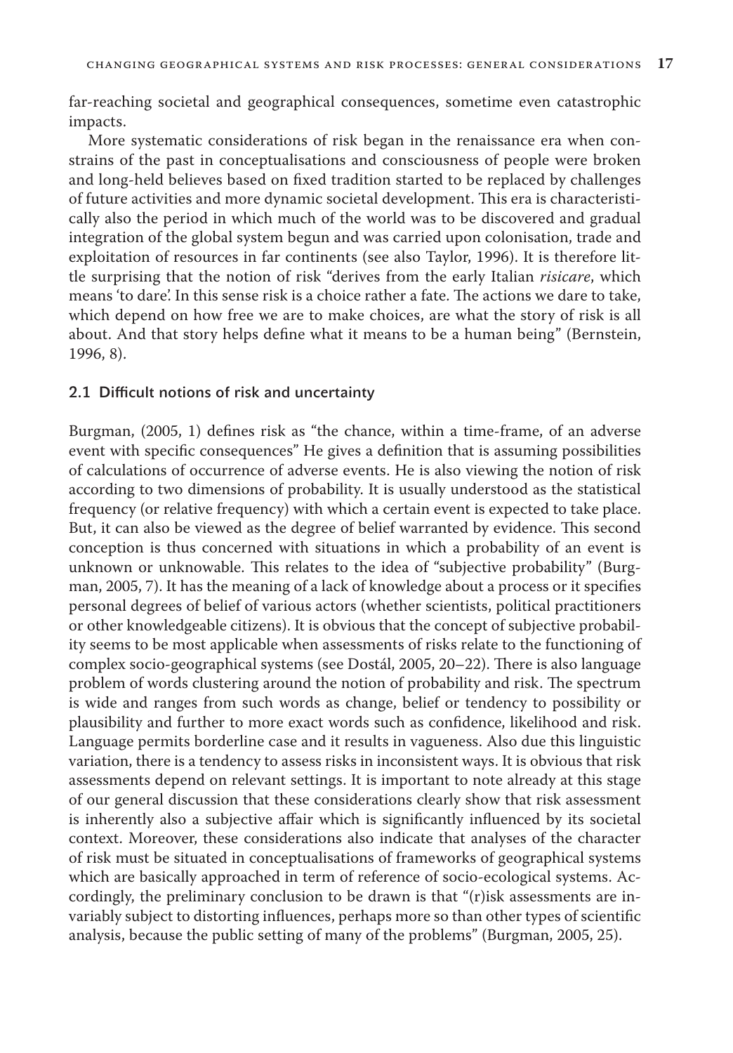far-reaching societal and geographical consequences, sometime even catastrophic impacts.

More systematic considerations of risk began in the renaissance era when constrains of the past in conceptualisations and consciousness of people were broken and long-held believes based on fixed tradition started to be replaced by challenges of future activities and more dynamic societal development. This era is characteristically also the period in which much of the world was to be discovered and gradual integration of the global system begun and was carried upon colonisation, trade and exploitation of resources in far continents (see also Taylor, 1996). It is therefore little surprising that the notion of risk "derives from the early Italian *risicare*, which means 'to dare'. In this sense risk is a choice rather a fate. The actions we dare to take, which depend on how free we are to make choices, are what the story of risk is all about. And that story helps define what it means to be a human being" (Bernstein, 1996, 8).

## 2.1 Difficult notions of risk and uncertainty

Burgman, (2005, 1) defines risk as "the chance, within a time-frame, of an adverse event with specific consequences" He gives a definition that is assuming possibilities of calculations of occurrence of adverse events. He is also viewing the notion of risk according to two dimensions of probability. It is usually understood as the statistical frequency (or relative frequency) with which a certain event is expected to take place. But, it can also be viewed as the degree of belief warranted by evidence. This second conception is thus concerned with situations in which a probability of an event is unknown or unknowable. This relates to the idea of "subjective probability" (Burgman, 2005, 7). It has the meaning of a lack of knowledge about a process or it specifies personal degrees of belief of various actors (whether scientists, political practitioners or other knowledgeable citizens). It is obvious that the concept of subjective probability seems to be most applicable when assessments of risks relate to the functioning of complex socio-geographical systems (see Dostál, 2005, 20–22). There is also language problem of words clustering around the notion of probability and risk. The spectrum is wide and ranges from such words as change, belief or tendency to possibility or plausibility and further to more exact words such as confidence, likelihood and risk. Language permits borderline case and it results in vagueness. Also due this linguistic variation, there is a tendency to assess risks in inconsistent ways. It is obvious that risk assessments depend on relevant settings. It is important to note already at this stage of our general discussion that these considerations clearly show that risk assessment is inherently also a subjective affair which is significantly influenced by its societal context. Moreover, these considerations also indicate that analyses of the character of risk must be situated in conceptualisations of frameworks of geographical systems which are basically approached in term of reference of socio-ecological systems. Accordingly, the preliminary conclusion to be drawn is that "(r)isk assessments are invariably subject to distorting influences, perhaps more so than other types of scientific analysis, because the public setting of many of the problems" (Burgman, 2005, 25).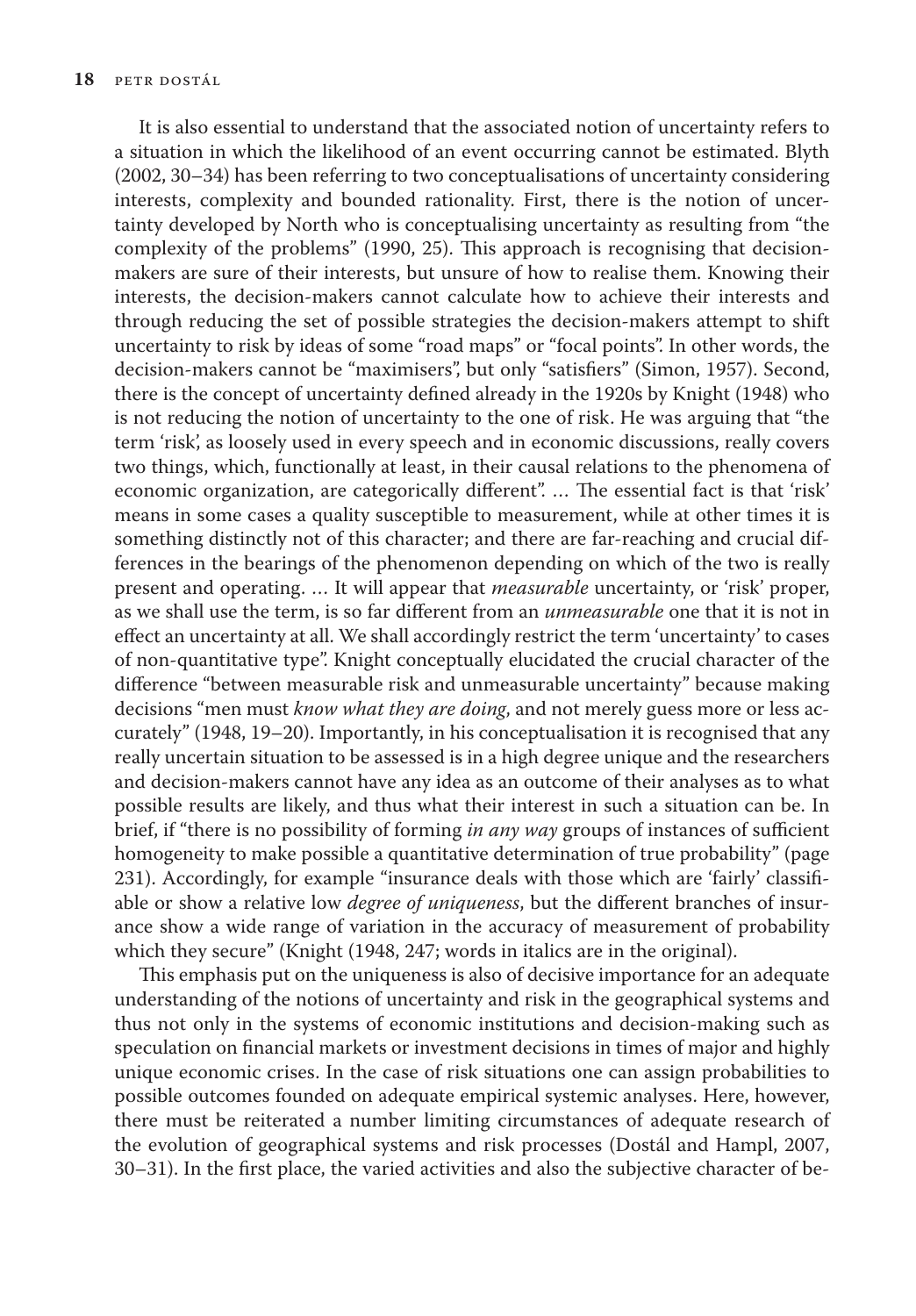It is also essential to understand that the associated notion of uncertainty refers to a situation in which the likelihood of an event occurring cannot be estimated. Blyth (2002, 30–34) has been referring to two conceptualisations of uncertainty considering interests, complexity and bounded rationality. First, there is the notion of uncertainty developed by North who is conceptualising uncertainty as resulting from "the complexity of the problems" (1990, 25). This approach is recognising that decision-makers are sure of their interests, but unsure of how to realise them. Knowing their interests, the decision-makers cannot calculate how to achieve their interests and through reducing the set of possible strategies the decision-makers attempt to shift uncertainty to risk by ideas of some "road maps" or "focal points". In other words, the decision-makers cannot be "maximisers", but only "satisfiers" (Simon, 1957). Second, there is the concept of uncertainty defined already in the 1920s by Knight (1948) who is not reducing the notion of uncertainty to the one of risk. He was arguing that "the term 'risk', as loosely used in every speech and in economic discussions, really covers two things, which, functionally at least, in their causal relations to the phenomena of economic organization, are categorically different". … The essential fact is that 'risk' means in some cases a quality susceptible to measurement, while at other times it is something distinctly not of this character; and there are far-reaching and crucial differences in the bearings of the phenomenon depending on which of the two is really present and operating. … It will appear that *measurable* uncertainty, or 'risk' proper, as we shall use the term, is so far different from an *unmeasurable* one that it is not in effect an uncertainty at all. We shall accordingly restrict the term 'uncertainty' to cases of non-quantitative type". Knight conceptually elucidated the crucial character of the difference "between measurable risk and unmeasurable uncertainty" because making decisions "men must *know what they are doing*, and not merely guess more or less accurately" (1948, 19–20). Importantly, in his conceptualisation it is recognised that any really uncertain situation to be assessed is in a high degree unique and the researchers and decision-makers cannot have any idea as an outcome of their analyses as to what possible results are likely, and thus what their interest in such a situation can be. In brief, if "there is no possibility of forming *in any way* groups of instances of sufficient homogeneity to make possible a quantitative determination of true probability" (page 231). Accordingly, for example "insurance deals with those which are 'fairly' classifiable or show a relative low *degree of uniqueness*, but the different branches of insurance show a wide range of variation in the accuracy of measurement of probability which they secure" (Knight (1948, 247; words in italics are in the original).

This emphasis put on the uniqueness is also of decisive importance for an adequate understanding of the notions of uncertainty and risk in the geographical systems and thus not only in the systems of economic institutions and decision-making such as speculation on financial markets or investment decisions in times of major and highly unique economic crises. In the case of risk situations one can assign probabilities to possible outcomes founded on adequate empirical systemic analyses. Here, however, there must be reiterated a number limiting circumstances of adequate research of the evolution of geographical systems and risk processes (Dostál and Hampl, 2007, 30–31). In the first place, the varied activities and also the subjective character of be-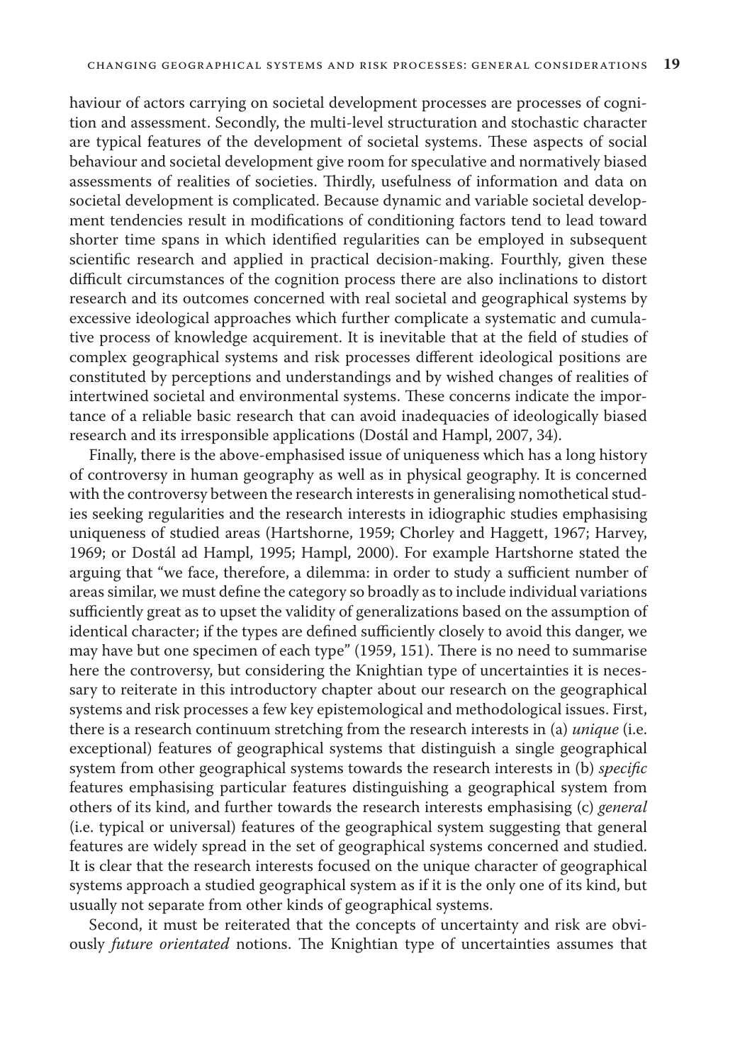haviour of actors carrying on societal development processes are processes of cognition and assessment. Secondly, the multi-level structuration and stochastic character are typical features of the development of societal systems. These aspects of social behaviour and societal development give room for speculative and normatively biased assessments of realities of societies. Thirdly, usefulness of information and data on societal development is complicated. Because dynamic and variable societal development tendencies result in modifications of conditioning factors tend to lead toward shorter time spans in which identified regularities can be employed in subsequent scientific research and applied in practical decision-making. Fourthly, given these difficult circumstances of the cognition process there are also inclinations to distort research and its outcomes concerned with real societal and geographical systems by excessive ideological approaches which further complicate a systematic and cumulative process of knowledge acquirement. It is inevitable that at the field of studies of complex geographical systems and risk processes different ideological positions are constituted by perceptions and understandings and by wished changes of realities of intertwined societal and environmental systems. These concerns indicate the importance of a reliable basic research that can avoid inadequacies of ideologically biased research and its irresponsible applications (Dostál and Hampl, 2007, 34).

Finally, there is the above-emphasised issue of uniqueness which has a long history of controversy in human geography as well as in physical geography. It is concerned with the controversy between the research interests in generalising nomothetical studies seeking regularities and the research interests in idiographic studies emphasising uniqueness of studied areas (Hartshorne, 1959; Chorley and Haggett, 1967; Harvey, 1969; or Dostál ad Hampl, 1995; Hampl, 2000). For example Hartshorne stated the arguing that "we face, therefore, a dilemma: in order to study a sufficient number of areas similar, we must define the category so broadly as to include individual variations sufficiently great as to upset the validity of generalizations based on the assumption of identical character; if the types are defined sufficiently closely to avoid this danger, we may have but one specimen of each type" (1959, 151). There is no need to summarise here the controversy, but considering the Knightian type of uncertainties it is necessary to reiterate in this introductory chapter about our research on the geographical systems and risk processes a few key epistemological and methodological issues. First, there is a research continuum stretching from the research interests in (a) *unique* (i.e. exceptional) features of geographical systems that distinguish a single geographical system from other geographical systems towards the research interests in (b) *specific* features emphasising particular features distinguishing a geographical system from others of its kind, and further towards the research interests emphasising (c) *general* (i.e. typical or universal) features of the geographical system suggesting that general features are widely spread in the set of geographical systems concerned and studied. It is clear that the research interests focused on the unique character of geographical systems approach a studied geographical system as if it is the only one of its kind, but usually not separate from other kinds of geographical systems.

Second, it must be reiterated that the concepts of uncertainty and risk are obviously *future orientated* notions. The Knightian type of uncertainties assumes that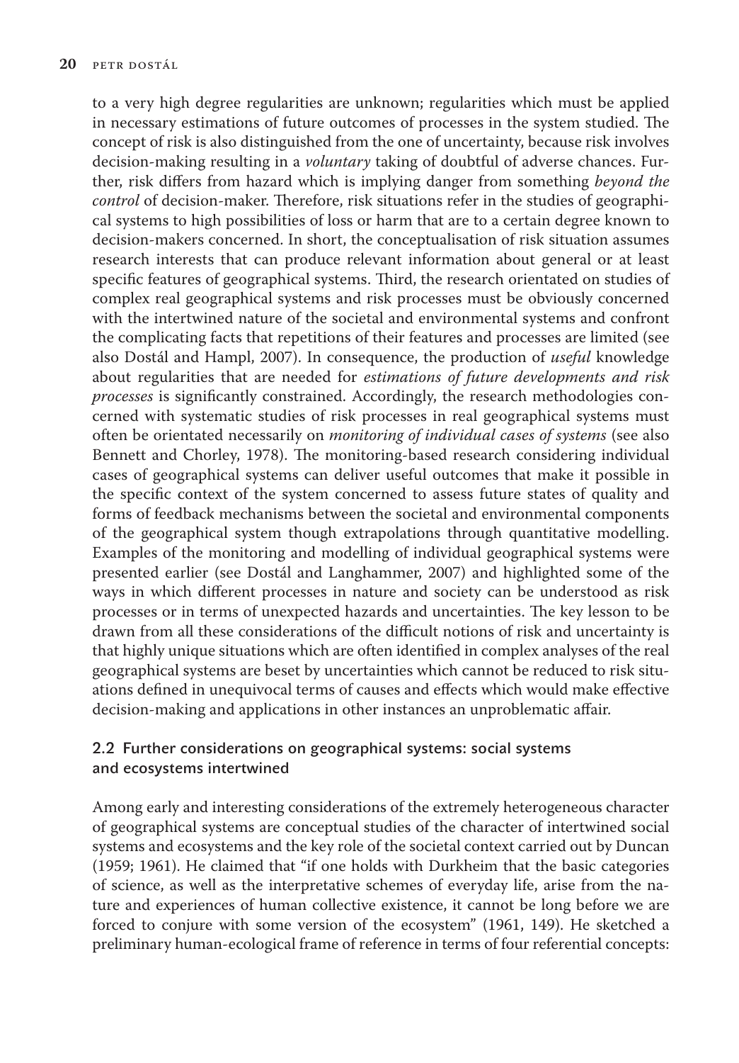to a very high degree regularities are unknown; regularities which must be applied in necessary estimations of future outcomes of processes in the system studied. The concept of risk is also distinguished from the one of uncertainty, because risk involves decision-making resulting in a *voluntary* taking of doubtful of adverse chances. Further, risk differs from hazard which is implying danger from something *beyond the control* of decision-maker. Therefore, risk situations refer in the studies of geographical systems to high possibilities of loss or harm that are to a certain degree known to decision-makers concerned. In short, the conceptualisation of risk situation assumes research interests that can produce relevant information about general or at least specific features of geographical systems. Third, the research orientated on studies of complex real geographical systems and risk processes must be obviously concerned with the intertwined nature of the societal and environmental systems and confront the complicating facts that repetitions of their features and processes are limited (see also Dostál and Hampl, 2007). In consequence, the production of *useful* knowledge about regularities that are needed for *estimations of future developments and risk processes* is significantly constrained. Accordingly, the research methodologies concerned with systematic studies of risk processes in real geographical systems must often be orientated necessarily on *monitoring of individual cases of systems* (see also Bennett and Chorley, 1978). The monitoring-based research considering individual cases of geographical systems can deliver useful outcomes that make it possible in the specific context of the system concerned to assess future states of quality and forms of feedback mechanisms between the societal and environmental components of the geographical system though extrapolations through quantitative modelling. Examples of the monitoring and modelling of individual geographical systems were presented earlier (see Dostál and Langhammer, 2007) and highlighted some of the ways in which different processes in nature and society can be understood as risk processes or in terms of unexpected hazards and uncertainties. The key lesson to be drawn from all these considerations of the difficult notions of risk and uncertainty is that highly unique situations which are often identified in complex analyses of the real geographical systems are beset by uncertainties which cannot be reduced to risk situations defined in unequivocal terms of causes and effects which would make effective decision-making and applications in other instances an unproblematic affair.

## 2.2 Further considerations on geographical systems: social systems and ecosystems intertwined

Among early and interesting considerations of the extremely heterogeneous character of geographical systems are conceptual studies of the character of intertwined social systems and ecosystems and the key role of the societal context carried out by Duncan (1959; 1961). He claimed that "if one holds with Durkheim that the basic categories of science, as well as the interpretative schemes of everyday life, arise from the nature and experiences of human collective existence, it cannot be long before we are forced to conjure with some version of the ecosystem" (1961, 149). He sketched a preliminary human-ecological frame of reference in terms of four referential concepts: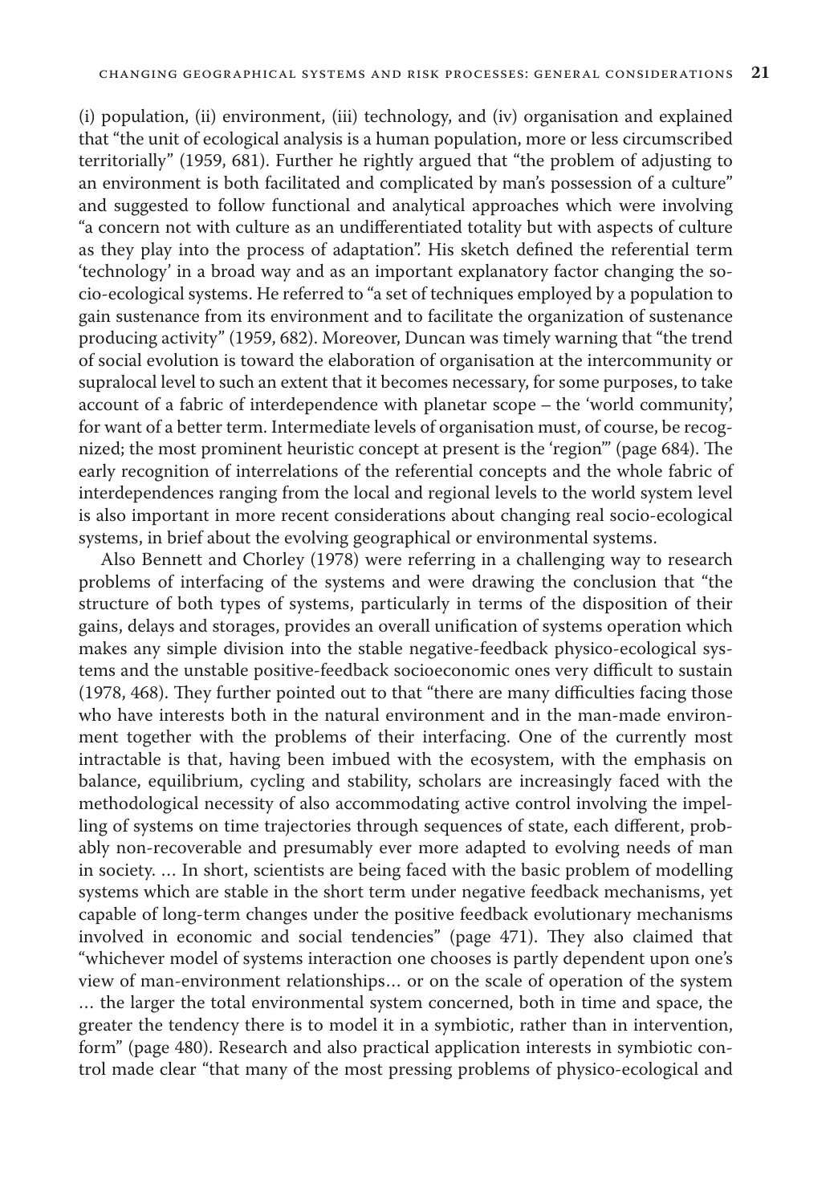(i) population, (ii) environment, (iii) technology, and (iv) organisation and explained that "the unit of ecological analysis is a human population, more or less circumscribed territorially" (1959, 681). Further he rightly argued that "the problem of adjusting to an environment is both facilitated and complicated by man's possession of a culture" and suggested to follow functional and analytical approaches which were involving "a concern not with culture as an undifferentiated totality but with aspects of culture as they play into the process of adaptation". His sketch defined the referential term 'technology' in a broad way and as an important explanatory factor changing the socio-ecological systems. He referred to "a set of techniques employed by a population to gain sustenance from its environment and to facilitate the organization of sustenance producing activity" (1959, 682). Moreover, Duncan was timely warning that "the trend of social evolution is toward the elaboration of organisation at the intercommunity or supralocal level to such an extent that it becomes necessary, for some purposes, to take account of a fabric of interdependence with planetar scope – the 'world community', for want of a better term. Intermediate levels of organisation must, of course, be recognized; the most prominent heuristic concept at present is the 'region'" (page 684). The early recognition of interrelations of the referential concepts and the whole fabric of interdependences ranging from the local and regional levels to the world system level is also important in more recent considerations about changing real socio-ecological systems, in brief about the evolving geographical or environmental systems.

Also Bennett and Chorley (1978) were referring in a challenging way to research problems of interfacing of the systems and were drawing the conclusion that "the structure of both types of systems, particularly in terms of the disposition of their gains, delays and storages, provides an overall unification of systems operation which makes any simple division into the stable negative-feedback physico-ecological systems and the unstable positive-feedback socioeconomic ones very difficult to sustain (1978, 468). They further pointed out to that "there are many difficulties facing those who have interests both in the natural environment and in the man-made environment together with the problems of their interfacing. One of the currently most intractable is that, having been imbued with the ecosystem, with the emphasis on balance, equilibrium, cycling and stability, scholars are increasingly faced with the methodological necessity of also accommodating active control involving the impelling of systems on time trajectories through sequences of state, each different, probably non-recoverable and presumably ever more adapted to evolving needs of man in society. … In short, scientists are being faced with the basic problem of modelling systems which are stable in the short term under negative feedback mechanisms, yet capable of long-term changes under the positive feedback evolutionary mechanisms involved in economic and social tendencies" (page 471). They also claimed that "whichever model of systems interaction one chooses is partly dependent upon one's view of man-environment relationships… or on the scale of operation of the system … the larger the total environmental system concerned, both in time and space, the greater the tendency there is to model it in a symbiotic, rather than in intervention, form" (page 480). Research and also practical application interests in symbiotic control made clear "that many of the most pressing problems of physico-ecological and